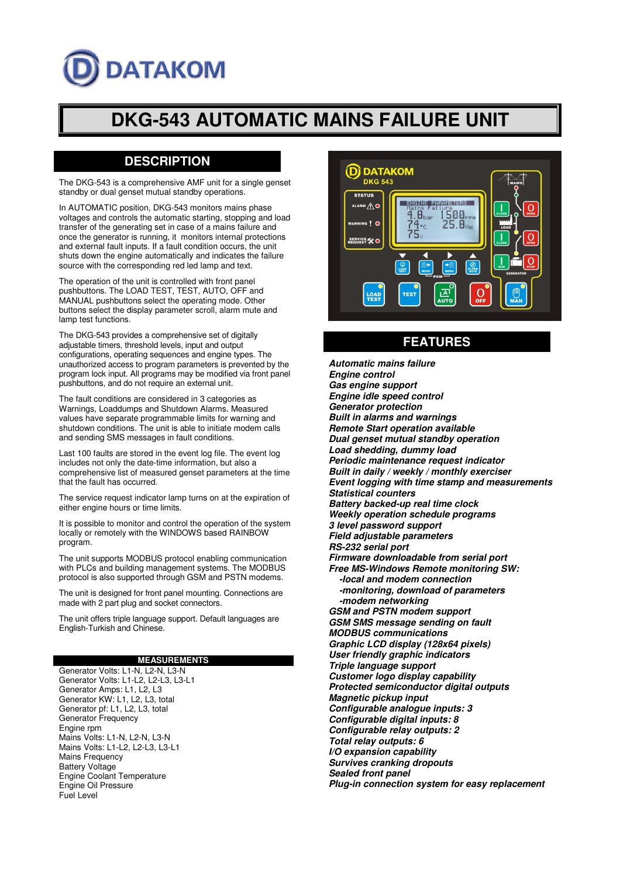# DKG-543 AUTOMATIC MAINS FAILURE UNIT

## DESCRIPTION

The DKG-543 is a comprehensive AMF unit for a single genset standby or dual genset mutual standby operations.

In AUTOMATIC position, DKG-543 monitors mains phase voltages and controls the automatic starting, stopping and load transfer of the generating set in case of a mains failure and once the generator is running, it monitors internal protections and external fault inputs. If a fault condition occurs, the unit shuts down the engine automatically and indicates the failure source with the corresponding red led lamp and text.

The operation of the unit is controlled with front panel pushbuttons. The LOAD TEST, TEST, AUTO, OFF and MANUAL pushbuttons select the operating mode. Other buttons select the display parameter scroll, alarm mute and lamp test functions.

The DKG-543 provides a comprehensive set of digitally adjustable timers, threshold levels, input and output configurations, operating sequences and engine types. The unauthorized access to program parameters is prevented by the program lock input. All programs may be modified via front panel pushbuttons, and do not require an external unit.

The fault conditions are considered in 3 categories as Warnings, Loaddumps and Shutdown Alarms. Measured values have separate programmable limits for warning and shutdown conditions. The unit is able to initiate modem calls and sending SMS messages in fault conditions.

Last 100 faults are stored in the event log file. The event log includes not only the date-time information, but also a comprehensive list of measured genset parameters at the time that the fault has occurred.

The service request indicator lamp turns on at the expiration of either engine hours or time limits.

It is possible to monitor and control the operation of the system locally or remotely with the WINDOWS based RAINBOW program.

The unit supports MODBUS protocol enabling communication with PLCs and building management systems. The MODBUS protocol is also supported through GSM and PSTN modems.

The unit is designed for front panel mounting. Connections are made with 2 part plug and socket connectors.

The unit offers triple language support. Default languages are English-Turkish and Chinese.

### MEASUREMENTS

Generator Volts: L1-N, L2-N, L3-N
Generator Volts: L1-L2, L2-L3, L3-L1
Generator Amps: L1, L2, L3
Generator KW: L1, L2, L3, total
Generator pf: L1, L2, L3, total
Generator Frequency
Engine rpm
Mains Volts: L1-N, L2-N, L3-N
Mains Volts: L1-L2, L2-L3, L3-L1
Mains Frequency
Battery Voltage
Engine Coolant Temperature
Engine Oil Pressure
Fuel Level

## FEATURES

***Automatic mains failure***
***Engine control***
***Gas engine support***
***Engine idle speed control***
***Generator protection***
***Built in alarms and warnings***
***Remote Start operation available***
***Dual genset mutual standby operation***
***Load shedding, dummy load***
***Periodic maintenance request indicator***
***Built in daily / weekly / monthly exerciser***
***Event logging with time stamp and measurements***
***Statistical counters***
***Battery backed-up real time clock***
***Weekly operation schedule programs***
***3 level password support***
***Field adjustable parameters***
***RS-232 serial port***
***Firmware downloadable from serial port***
***Free MS-Windows Remote monitoring SW:***
- ***local and modem connection***
- ***monitoring, download of parameters***
- ***modem networking***

***GSM and PSTN modem support***
***GSM SMS message sending on fault***
***MODBUS communications***
***Graphic LCD display (128x64 pixels)***
***User friendly graphic indicators***
***Triple language support***
***Customer logo display capability***
***Protected semiconductor digital outputs***
***Magnetic pickup input***
***Configurable analogue inputs: 3***
***Configurable digital inputs: 8***
***Configurable relay outputs: 2***
***Total relay outputs: 6***
***I/O expansion capability***
***Survives cranking dropouts***
***Sealed front panel***
***Plug-in connection system for easy replacement***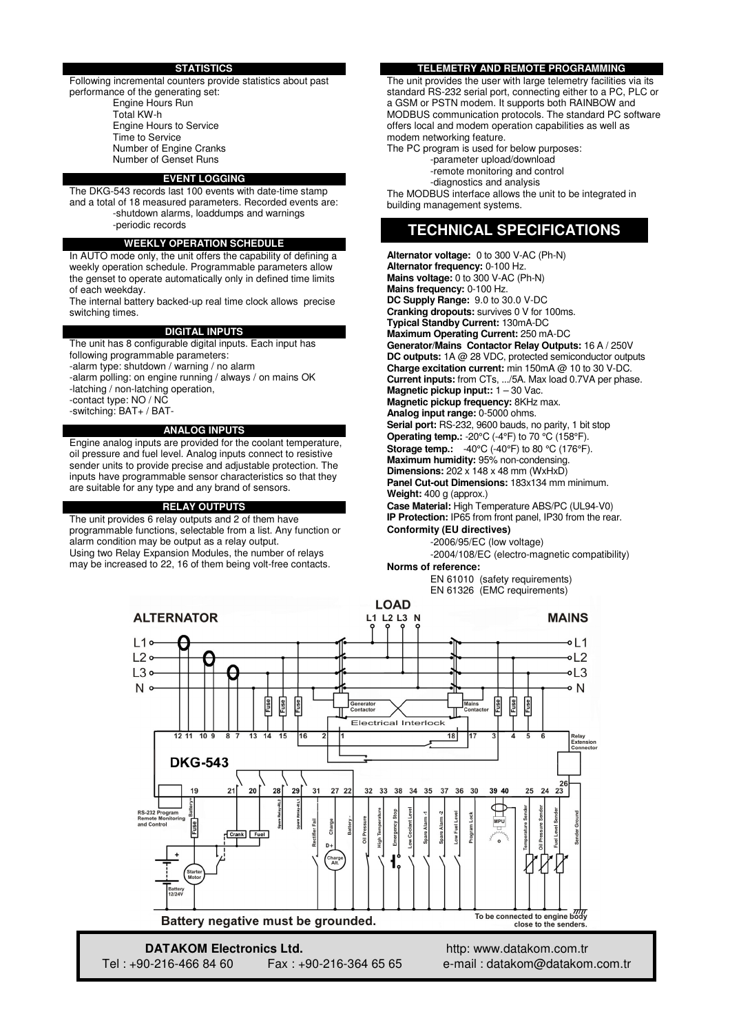## STATISTICS

Following incremental counters provide statistics about past performance of the generating set:

Engine Hours Run
Total KW-h
Engine Hours to Service
Time to Service
Number of Engine Cranks
Number of Genset Runs

## EVENT LOGGING

The DKG-543 records last 100 events with date-time stamp and a total of 18 measured parameters. Recorded events are:

-shutdown alarms, loaddumps and warnings
-periodic records

## WEEKLY OPERATION SCHEDULE

In AUTO mode only, the unit offers the capability of defining a weekly operation schedule. Programmable parameters allow the genset to operate automatically only in defined time limits of each weekday.

The internal battery backed-up real time clock allows precise switching times.

## DIGITAL INPUTS

The unit has 8 configurable digital inputs. Each input has following programmable parameters:

-alarm type: shutdown / warning / no alarm
-alarm polling: on engine running / always / on mains OK
-latching / non-latching operation,
-contact type: NO / NC
-switching: BAT+ / BAT-

## ANALOG INPUTS

Engine analog inputs are provided for the coolant temperature, oil pressure and fuel level. Analog inputs connect to resistive sender units to provide precise and adjustable protection. The inputs have programmable sensor characteristics so that they are suitable for any type and any brand of sensors.

## RELAY OUTPUTS

The unit provides 6 relay outputs and 2 of them have programmable functions, selectable from a list. Any function or alarm condition may be output as a relay output.

Using two Relay Expansion Modules, the number of relays may be increased to 22, 16 of them being volt-free contacts.

## TELEMETRY AND REMOTE PROGRAMMING

The unit provides the user with large telemetry facilities via its standard RS-232 serial port, connecting either to a PC, PLC or a GSM or PSTN modem. It supports both RAINBOW and MODBUS communication protocols. The standard PC software offers local and modem operation capabilities as well as modem networking feature.

The PC program is used for below purposes:

-parameter upload/download
-remote monitoring and control
-diagnostics and analysis

The MODBUS interface allows the unit to be integrated in building management systems.

# TECHNICAL SPECIFICATIONS

**Alternator voltage:** 0 to 300 V-AC (Ph-N)
**Alternator frequency:** 0-100 Hz.
**Mains voltage:** 0 to 300 V-AC (Ph-N)
**Mains frequency:** 0-100 Hz.
**DC Supply Range:** 9.0 to 30.0 V-DC
**Cranking dropouts:** survives 0 V for 100ms.
**Typical Standby Current:** 130mA-DC
**Maximum Operating Current:** 250 mA-DC
**Generator/Mains Contactor Relay Outputs:** 16 A / 250V
**DC outputs:** 1A @ 28 VDC, protected semiconductor outputs
**Charge excitation current:** min 150mA @ 10 to 30 V-DC.
**Current inputs:** from CTs, .../5A. Max load 0.7VA per phase.
**Magnetic pickup input::** 1 – 30 Vac.
**Magnetic pickup frequency:** 8KHz max.
**Analog input range:** 0-5000 ohms.
**Serial port:** RS-232, 9600 bauds, no parity, 1 bit stop
**Operating temp.:** -20°C (-4°F) to 70 °C (158°F).
**Storage temp.:** -40°C (-40°F) to 80 °C (176°F).
**Maximum humidity:** 95% non-condensing.
**Dimensions:** 202 x 148 x 48 mm (WxHxD)
**Panel Cut-out Dimensions:** 183x134 mm minimum.
**Weight:** 400 g (approx.)
**Case Material:** High Temperature ABS/PC (UL94-V0)
**IP Protection:** IP65 from front panel, IP30 from the rear.
**Conformity (EU directives)**

-2006/95/EC (low voltage)
-2004/108/EC (electro-magnetic compatibility)

**Norms of reference:**

EN 61010 (safety requirements)
EN 61326 (EMC requirements)

ALTERNATOR
LOAD
L1 L2 L3 N
MAINS
L1
L2
L3
N
Fuse
Generator Contactor
Mains Contactor
Electrical Interlock
12 11 10 9 8 7 13 14 15 16 2 1 18 17 3 4 5 6
Relay Extension Connector
DKG-543
19 21 20 28 29 31 27 22 32 33 38 34 35 37 36 30 39 40 25 24 26 23
RS-232 Program Remote Monitoring and Control
Battery+
Spare Relay-RL1
Spare Relay-RL2
Rectifier Fail
Charge
Battery -
Oil Pressure
High Temperature
Emergency Stop
Low Coolant Level
Spare Alarm -1
Spare Alarm -2
Low Fuel Level
Program Lock
MPU
Temperature Sender
Oil Pressure Sender
Fuel Level Sender
Sender Ground
Crank
Fuel
D+
Charge Alt.
Starter Motor
Battery 12/24V

Battery negative must be grounded.

To be connected to engine body close to the senders.

**DATAKOM Electronics Ltd.** http: www.datakom.com.tr
Tel : +90-216-466 84 60 Fax : +90-216-364 65 65 e-mail : datakom@datakom.com.tr